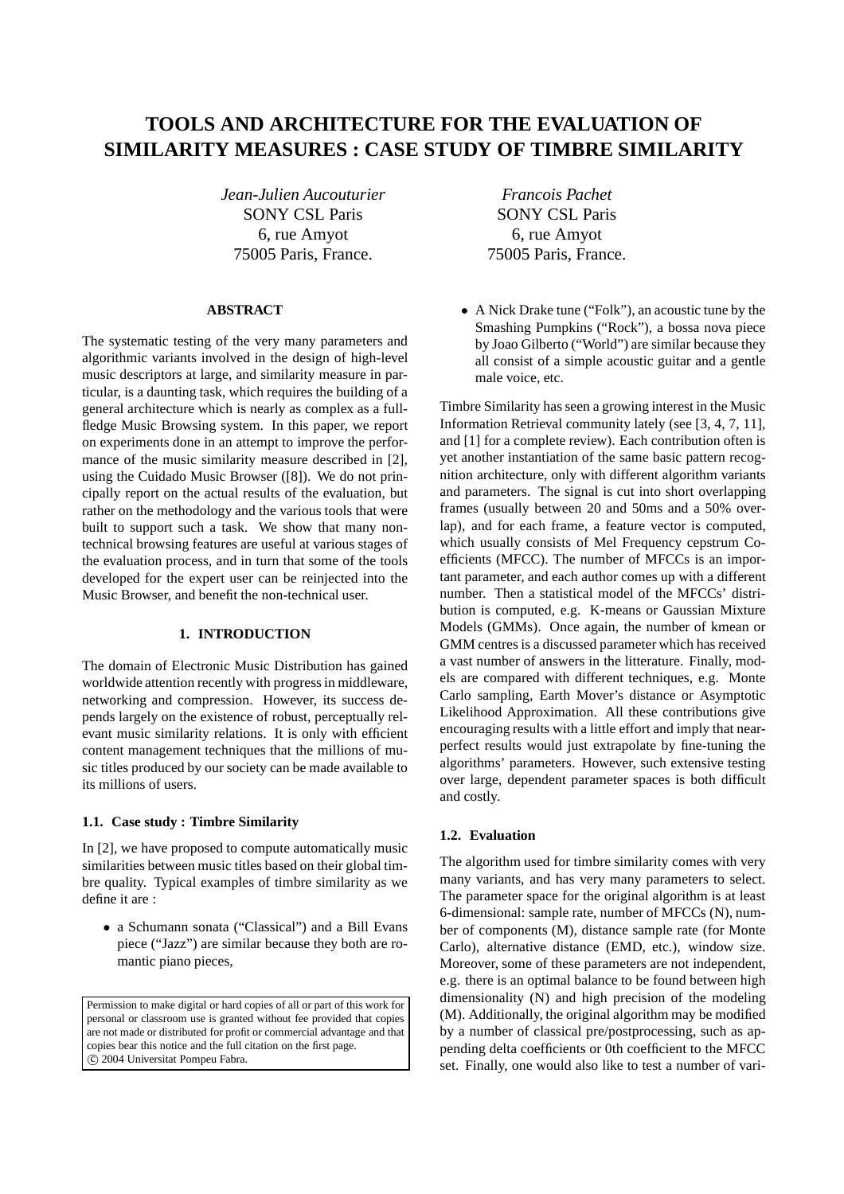# TOOLS AND ARCHITECTURE FOR THE EVALUATION OF SIMILARITY MEASURES : CASE STUDY OF TIMBRE SIMILARITY

*Jean-Julien Aucouturier*
SONY CSL Paris
6, rue Amyot
75005 Paris, France.

*Francois Pachet*
SONY CSL Paris
6, rue Amyot
75005 Paris, France.

## ABSTRACT

The systematic testing of the very many parameters and algorithmic variants involved in the design of high-level music descriptors at large, and similarity measure in particular, is a daunting task, which requires the building of a general architecture which is nearly as complex as a full-fledge Music Browsing system. In this paper, we report on experiments done in an attempt to improve the performance of the music similarity measure described in [2], using the Cuidado Music Browser ([8]). We do not principally report on the actual results of the evaluation, but rather on the methodology and the various tools that were built to support such a task. We show that many non-technical browsing features are useful at various stages of the evaluation process, and in turn that some of the tools developed for the expert user can be reinjected into the Music Browser, and benefit the non-technical user.

## 1. INTRODUCTION

The domain of Electronic Music Distribution has gained worldwide attention recently with progress in middleware, networking and compression. However, its success depends largely on the existence of robust, perceptually relevant music similarity relations. It is only with efficient content management techniques that the millions of music titles produced by our society can be made available to its millions of users.

### 1.1. Case study : Timbre Similarity

In [2], we have proposed to compute automatically music similarities between music titles based on their global timbre quality. Typical examples of timbre similarity as we define it are :

- a Schumann sonata ("Classical") and a Bill Evans piece ("Jazz") are similar because they both are romantic piano pieces,
- A Nick Drake tune ("Folk"), an acoustic tune by the Smashing Pumpkins ("Rock"), a bossa nova piece by Joao Gilberto ("World") are similar because they all consist of a simple acoustic guitar and a gentle male voice, etc.

Timbre Similarity has seen a growing interest in the Music Information Retrieval community lately (see [3, 4, 7, 11], and [1] for a complete review). Each contribution often is yet another instantiation of the same basic pattern recognition architecture, only with different algorithm variants and parameters. The signal is cut into short overlapping frames (usually between 20 and 50ms and a 50% overlap), and for each frame, a feature vector is computed, which usually consists of Mel Frequency cepstrum Coefficients (MFCC). The number of MFCCs is an important parameter, and each author comes up with a different number. Then a statistical model of the MFCCs' distribution is computed, e.g. K-means or Gaussian Mixture Models (GMMs). Once again, the number of kmean or GMM centres is a discussed parameter which has received a vast number of answers in the litterature. Finally, models are compared with different techniques, e.g. Monte Carlo sampling, Earth Mover's distance or Asymptotic Likelihood Approximation. All these contributions give encouraging results with a little effort and imply that near-perfect results would just extrapolate by fine-tuning the algorithms' parameters. However, such extensive testing over large, dependent parameter spaces is both difficult and costly.

### 1.2. Evaluation

The algorithm used for timbre similarity comes with very many variants, and has very many parameters to select. The parameter space for the original algorithm is at least 6-dimensional: sample rate, number of MFCCs (N), number of components (M), distance sample rate (for Monte Carlo), alternative distance (EMD, etc.), window size. Moreover, some of these parameters are not independent, e.g. there is an optimal balance to be found between high dimensionality (N) and high precision of the modeling (M). Additionally, the original algorithm may be modified by a number of classical pre/postprocessing, such as appending delta coefficients or 0th coefficient to the MFCC set. Finally, one would also like to test a number of vari-

Permission to make digital or hard copies of all or part of this work for personal or classroom use is granted without fee provided that copies are not made or distributed for profit or commercial advantage and that copies bear this notice and the full citation on the first page.
© 2004 Universitat Pompeu Fabra.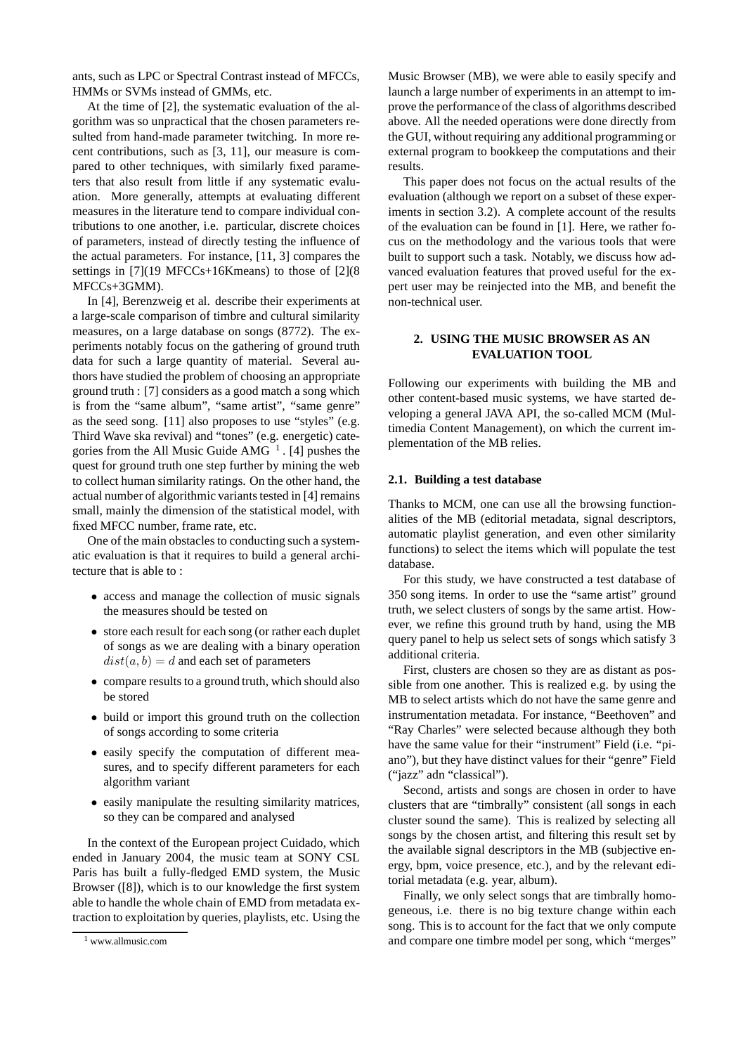ants, such as LPC or Spectral Contrast instead of MFCCs, HMMs or SVMs instead of GMMs, etc.

At the time of [2], the systematic evaluation of the algorithm was so unpractical that the chosen parameters resulted from hand-made parameter twitching. In more recent contributions, such as [3, 11], our measure is compared to other techniques, with similarly fixed parameters that also result from little if any systematic evaluation. More generally, attempts at evaluating different measures in the literature tend to compare individual contributions to one another, i.e. particular, discrete choices of parameters, instead of directly testing the influence of the actual parameters. For instance, [11, 3] compares the settings in [7](19 MFCCs+16Kmeans) to those of [2](8 MFCCs+3GMM).

In [4], Berenzweig et al. describe their experiments at a large-scale comparison of timbre and cultural similarity measures, on a large database on songs (8772). The experiments notably focus on the gathering of ground truth data for such a large quantity of material. Several authors have studied the problem of choosing an appropriate ground truth : [7] considers as a good match a song which is from the "same album", "same artist", "same genre" as the seed song. [11] also proposes to use "styles" (e.g. Third Wave ska revival) and "tones" (e.g. energetic) categories from the All Music Guide AMG [1]. [4] pushes the quest for ground truth one step further by mining the web to collect human similarity ratings. On the other hand, the actual number of algorithmic variants tested in [4] remains small, mainly the dimension of the statistical model, with fixed MFCC number, frame rate, etc.

One of the main obstacles to conducting such a systematic evaluation is that it requires to build a general architecture that is able to :

- access and manage the collection of music signals the measures should be tested on
- store each result for each song (or rather each duplet of songs as we are dealing with a binary operation $dist(a, b) = d$ and each set of parameters
- compare results to a ground truth, which should also be stored
- build or import this ground truth on the collection of songs according to some criteria
- easily specify the computation of different measures, and to specify different parameters for each algorithm variant
- easily manipulate the resulting similarity matrices, so they can be compared and analysed

In the context of the European project Cuidado, which ended in January 2004, the music team at SONY CSL Paris has built a fully-fledged EMD system, the Music Browser ([8]), which is to our knowledge the first system able to handle the whole chain of EMD from metadata extraction to exploitation by queries, playlists, etc. Using the Music Browser (MB), we were able to easily specify and launch a large number of experiments in an attempt to improve the performance of the class of algorithms described above. All the needed operations were done directly from the GUI, without requiring any additional programming or external program to bookkeep the computations and their results.

This paper does not focus on the actual results of the evaluation (although we report on a subset of these experiments in section 3.2). A complete account of the results of the evaluation can be found in [1]. Here, we rather focus on the methodology and the various tools that were built to support such a task. Notably, we discuss how advanced evaluation features that proved useful for the expert user may be reinjected into the MB, and benefit the non-technical user.

## 2. USING THE MUSIC BROWSER AS AN EVALUATION TOOL

Following our experiments with building the MB and other content-based music systems, we have started developing a general JAVA API, the so-called MCM (Multimedia Content Management), on which the current implementation of the MB relies.

### 2.1. Building a test database

Thanks to MCM, one can use all the browsing functionalities of the MB (editorial metadata, signal descriptors, automatic playlist generation, and even other similarity functions) to select the items which will populate the test database.

For this study, we have constructed a test database of 350 song items. In order to use the "same artist" ground truth, we select clusters of songs by the same artist. However, we refine this ground truth by hand, using the MB query panel to help us select sets of songs which satisfy 3 additional criteria.

First, clusters are chosen so they are as distant as possible from one another. This is realized e.g. by using the MB to select artists which do not have the same genre and instrumentation metadata. For instance, "Beethoven" and "Ray Charles" were selected because although they both have the same value for their "instrument" Field (i.e. "piano"), but they have distinct values for their "genre" Field ("jazz" adn "classical").

Second, artists and songs are chosen in order to have clusters that are "timbrally" consistent (all songs in each cluster sound the same). This is realized by selecting all songs by the chosen artist, and filtering this result set by the available signal descriptors in the MB (subjective energy, bpm, voice presence, etc.), and by the relevant editorial metadata (e.g. year, album).

Finally, we only select songs that are timbrally homogeneous, i.e. there is no big texture change within each song. This is to account for the fact that we only compute and compare one timbre model per song, which "merges"

[1] www.allmusic.com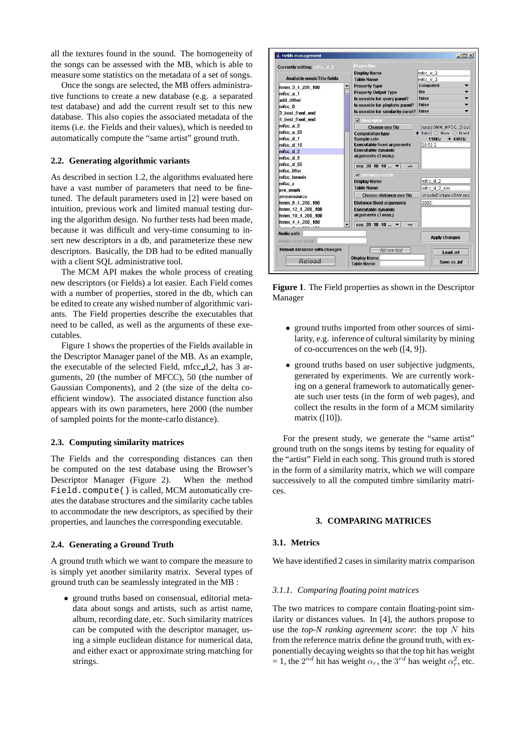all the textures found in the sound. The homogeneity of the songs can be assessed with the MB, which is able to measure some statistics on the metadata of a set of songs.

Once the songs are selected, the MB offers administrative functions to create a new database (e.g. a separated test database) and add the current result set to this new database. This also copies the associated metadata of the items (i.e. the Fields and their values), which is needed to automatically compute the "same artist" ground truth.

### 2.2. Generating algorithmic variants

As described in section 1.2, the algorithms evaluated here have a vast number of parameters that need to be fine-tuned. The default parameters used in [2] were based on intuition, previous work and limited manual testing during the algorithm design. No further tests had been made, because it was difficult and very-time consuming to insert new descriptors in a db, and parameterize these new descriptors. Basically, the DB had to be edited manually with a client SQL administrative tool.

The MCM API makes the whole process of creating new descriptors (or Fields) a lot easier. Each Field comes with a number of properties, stored in the db, which can be edited to create any wished number of algorithmic variants. The Field properties describe the executables that need to be called, as well as the arguments of these executables.

Figure 1 shows the properties of the Fields available in the Descriptor Manager panel of the MB. As an example, the executable of the selected Field, mfcc_d_2, has 3 arguments, 20 (the number of MFCC), 50 (the number of Gaussian Components), and 2 (the size of the delta coefficient window). The associated distance function also appears with its own parameters, here 2000 (the number of sampled points for the monte-carlo distance).

### 2.3. Computing similarity matrices

The Fields and the corresponding distances can then be computed on the test database using the Browser's Descriptor Manager (Figure 2). When the method `Field.compute()` is called, MCM automatically creates the database structures and the similarity cache tables to accommodate the new descriptors, as specified by their properties, and launches the corresponding executable.

### 2.4. Generating a Ground Truth

A ground truth which we want to compare the measure to is simply yet another similarity matrix. Several types of ground truth can be seamlessly integrated in the MB :

- ground truths based on consensual, editorial metadata about songs and artists, such as artist name, album, recording date, etc. Such similarity matrices can be computed with the descriptor manager, using a simple euclidean distance for numerical data, and either exact or approximate string matching for strings.

**Figure 1**. The Field properties as shown in the Descriptor Manager

- ground truths imported from other sources of similarity, e.g. inference of cultural similarity by mining of co-occurrences on the web ([4, 9]).
- ground truths based on user subjective judgments, generated by experiments. We are currently working on a general framework to automatically generate such user tests (in the form of web pages), and collect the results in the form of a MCM similarity matrix ([10]).

For the present study, we generate the "same artist" ground truth on the songs items by testing for equality of the "artist" Field in each song. This ground truth is stored in the form of a similarity matrix, which we will compare successively to all the computed timbre similarity matrices.

## 3. COMPARING MATRICES

### 3.1. Metrics

We have identified 2 cases in similarity matrix comparison

#### 3.1.1. Comparing floating point matrices

The two matrices to compare contain floating-point similarity or distances values. In [4], the authors propose to use the *top-N ranking agreement score*: the top $N$ hits from the reference matrix define the ground truth, with exponentially decaying weights so that the top hit has weight = 1, the $2^{nd}$ hit has weight $\alpha_r$, the $3^{rd}$ has weight $\alpha_r^2$, etc.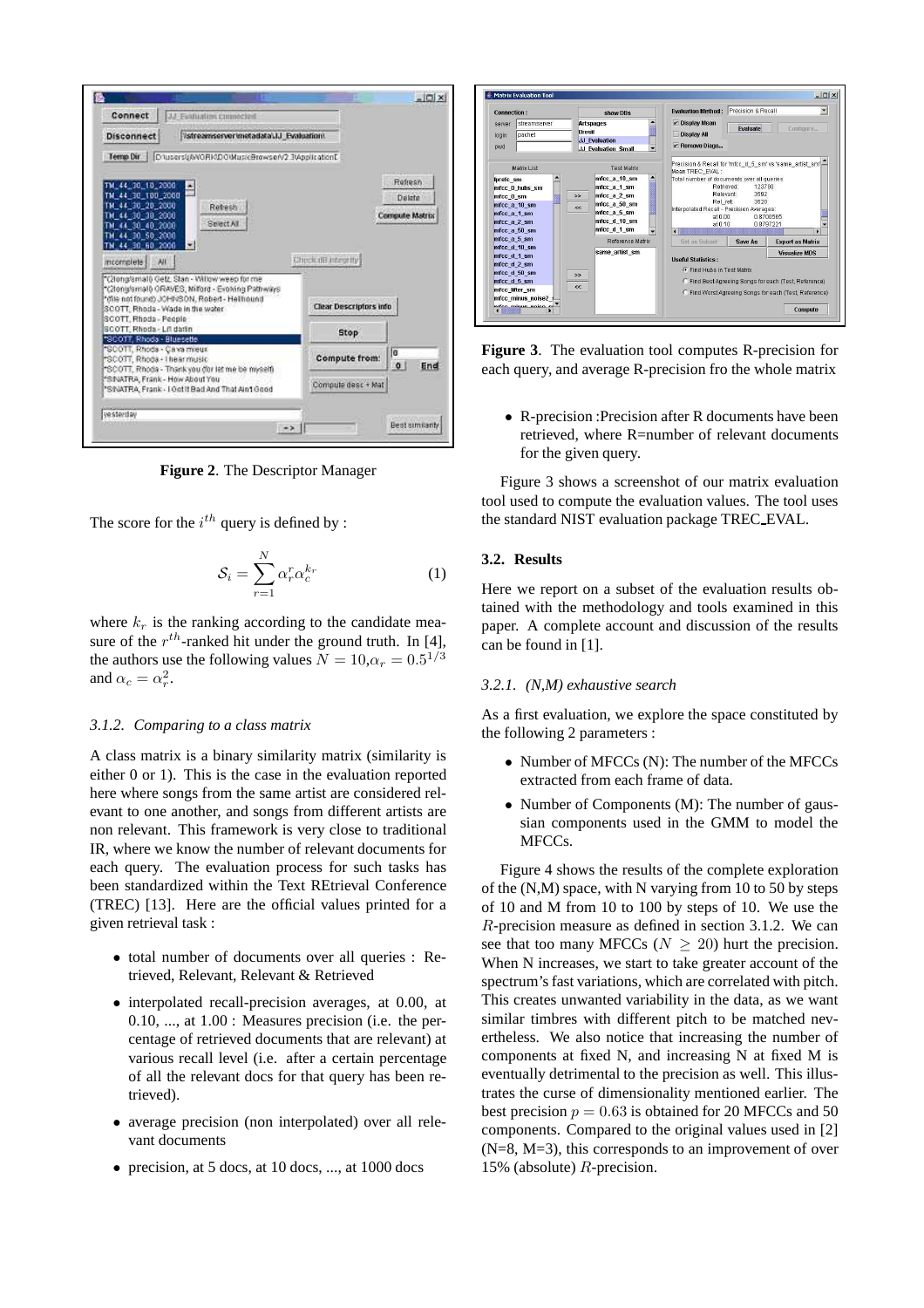**Figure 2**. The Descriptor Manager

The score for the $i^{th}$ query is defined by :

$$\mathcal{S}_i = \sum_{r=1}^{N} \alpha_r^r \alpha_c^{k_r} \qquad (1)$$

where $k_r$ is the ranking according to the candidate measure of the $r^{th}$-ranked hit under the ground truth. In [4], the authors use the following values $N = 10, \alpha_r = 0.5^{1/3}$ and $\alpha_c = \alpha_r^2$.

#### 3.1.2. *Comparing to a class matrix*

A class matrix is a binary similarity matrix (similarity is either 0 or 1). This is the case in the evaluation reported here where songs from the same artist are considered relevant to one another, and songs from different artists are non relevant. This framework is very close to traditional IR, where we know the number of relevant documents for each query. The evaluation process for such tasks has been standardized within the Text REtrieval Conference (TREC) [13]. Here are the official values printed for a given retrieval task :

- total number of documents over all queries : Retrieved, Relevant, Relevant & Retrieved
- interpolated recall-precision averages, at 0.00, at 0.10, ..., at 1.00 : Measures precision (i.e. the percentage of retrieved documents that are relevant) at various recall level (i.e. after a certain percentage of all the relevant docs for that query has been retrieved).
- average precision (non interpolated) over all relevant documents
- precision, at 5 docs, at 10 docs, ..., at 1000 docs

**Figure 3**. The evaluation tool computes R-precision for each query, and average R-precision fro the whole matrix

- R-precision :Precision after R documents have been retrieved, where R=number of relevant documents for the given query.

Figure 3 shows a screenshot of our matrix evaluation tool used to compute the evaluation values. The tool uses the standard NIST evaluation package TREC_EVAL.

### 3.2. Results

Here we report on a subset of the evaluation results obtained with the methodology and tools examined in this paper. A complete account and discussion of the results can be found in [1].

#### 3.2.1. *(N,M) exhaustive search*

As a first evaluation, we explore the space constituted by the following 2 parameters :

- Number of MFCCs (N): The number of the MFCCs extracted from each frame of data.
- Number of Components (M): The number of gaussian components used in the GMM to model the MFCCs.

Figure 4 shows the results of the complete exploration of the (N,M) space, with N varying from 10 to 50 by steps of 10 and M from 10 to 100 by steps of 10. We use the $R$-precision measure as defined in section 3.1.2. We can see that too many MFCCs ($N \geq 20$) hurt the precision. When N increases, we start to take greater account of the spectrum's fast variations, which are correlated with pitch. This creates unwanted variability in the data, as we want similar timbres with different pitch to be matched nevertheless. We also notice that increasing the number of components at fixed N, and increasing N at fixed M is eventually detrimental to the precision as well. This illustrates the curse of dimensionality mentioned earlier. The best precision $p = 0.63$ is obtained for 20 MFCCs and 50 components. Compared to the original values used in [2] (N=8, M=3), this corresponds to an improvement of over 15% (absolute) $R$-precision.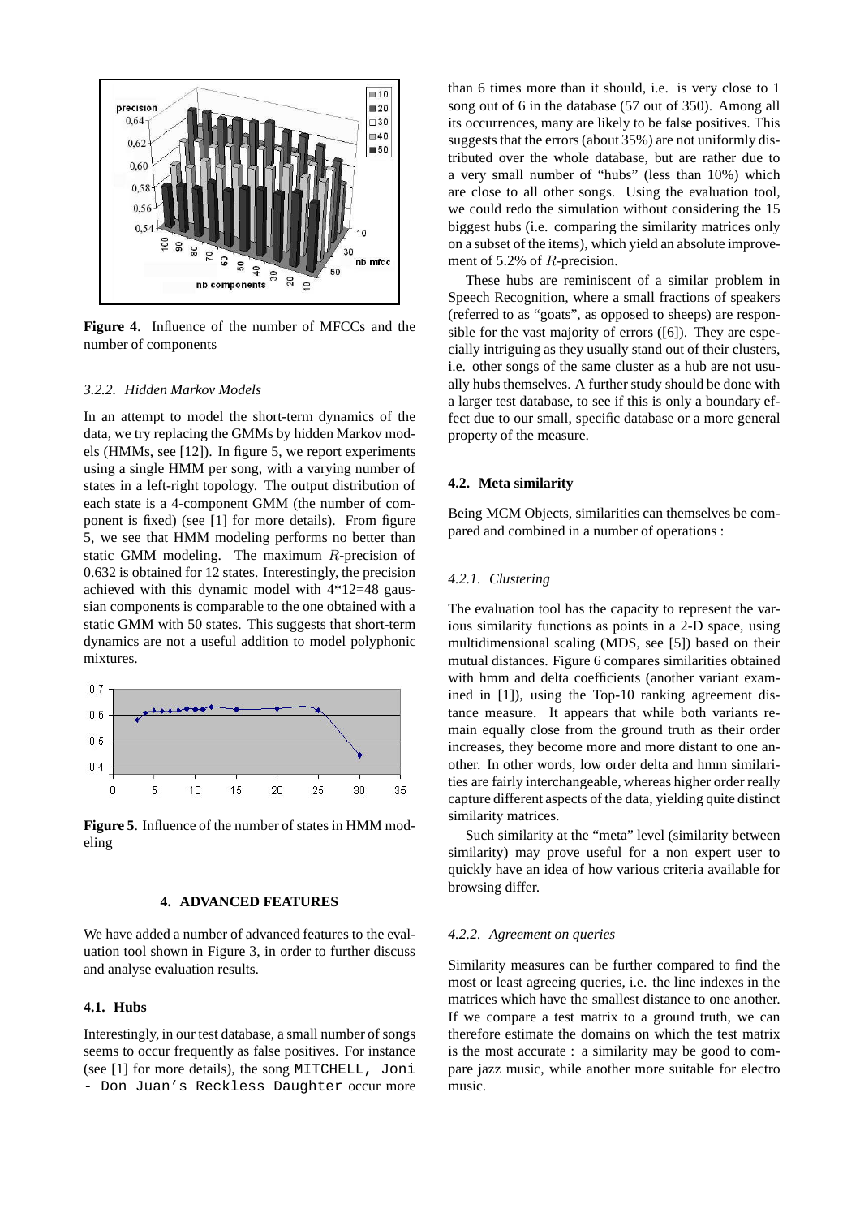**Figure 4**. Influence of the number of MFCCs and the number of components

#### 3.2.2. Hidden Markov Models

In an attempt to model the short-term dynamics of the data, we try replacing the GMMs by hidden Markov models (HMMs, see [12]). In figure 5, we report experiments using a single HMM per song, with a varying number of states in a left-right topology. The output distribution of each state is a 4-component GMM (the number of component is fixed) (see [1] for more details). From figure 5, we see that HMM modeling performs no better than static GMM modeling. The maximum $R$-precision of 0.632 is obtained for 12 states. Interestingly, the precision achieved with this dynamic model with 4*12=48 gaussian components is comparable to the one obtained with a static GMM with 50 states. This suggests that short-term dynamics are not a useful addition to model polyphonic mixtures.

**Figure 5**. Influence of the number of states in HMM modeling

## 4. ADVANCED FEATURES

We have added a number of advanced features to the evaluation tool shown in Figure 3, in order to further discuss and analyse evaluation results.

### 4.1. Hubs

Interestingly, in our test database, a small number of songs seems to occur frequently as false positives. For instance (see [1] for more details), the song `MITCHELL, Joni - Don Juan's Reckless Daughter` occur more than 6 times more than it should, i.e. is very close to 1 song out of 6 in the database (57 out of 350). Among all its occurrences, many are likely to be false positives. This suggests that the errors (about 35%) are not uniformly distributed over the whole database, but are rather due to a very small number of "hubs" (less than 10%) which are close to all other songs. Using the evaluation tool, we could redo the simulation without considering the 15 biggest hubs (i.e. comparing the similarity matrices only on a subset of the items), which yield an absolute improvement of 5.2% of $R$-precision.

These hubs are reminiscent of a similar problem in Speech Recognition, where a small fractions of speakers (referred to as "goats", as opposed to sheeps) are responsible for the vast majority of errors ([6]). They are especially intriguing as they usually stand out of their clusters, i.e. other songs of the same cluster as a hub are not usually hubs themselves. A further study should be done with a larger test database, to see if this is only a boundary effect due to our small, specific database or a more general property of the measure.

### 4.2. Meta similarity

Being MCM Objects, similarities can themselves be compared and combined in a number of operations :

#### 4.2.1. Clustering

The evaluation tool has the capacity to represent the various similarity functions as points in a 2-D space, using multidimensional scaling (MDS, see [5]) based on their mutual distances. Figure 6 compares similarities obtained with hmm and delta coefficients (another variant examined in [1]), using the Top-10 ranking agreement distance measure. It appears that while both variants remain equally close from the ground truth as their order increases, they become more and more distant to one another. In other words, low order delta and hmm similarities are fairly interchangeable, whereas higher order really capture different aspects of the data, yielding quite distinct similarity matrices.

Such similarity at the "meta" level (similarity between similarity) may prove useful for a non expert user to quickly have an idea of how various criteria available for browsing differ.

#### 4.2.2. Agreement on queries

Similarity measures can be further compared to find the most or least agreeing queries, i.e. the line indexes in the matrices which have the smallest distance to one another. If we compare a test matrix to a ground truth, we can therefore estimate the domains on which the test matrix is the most accurate : a similarity may be good to compare jazz music, while another more suitable for electro music.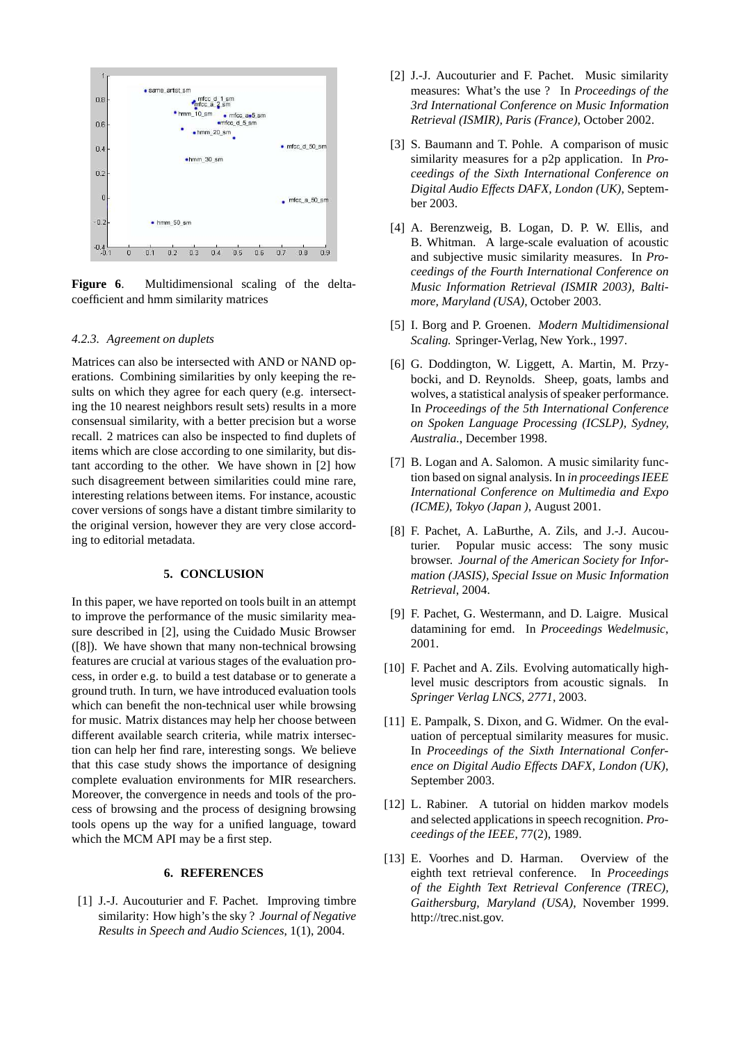1

0.8

0.6

0.4

0.2

0

−0.2

−0.4

−0.1 0 0.1 0.2 0.3 0.4 0.5 0.6 0.7 0.8 0.9

same_artist_sm

mfcc_d_1_sm

mfcc_a_2_sm

hmm_10_sm

mfcc_a_5_sm

mfcc_d_5_sm

hmm_20_sm

mfcc_d_50_sm

hmm_30_sm

mfcc_a_50_sm

hmm_50_sm

**Figure 6**. Multidimensional scaling of the delta-coefficient and hmm similarity matrices

#### *4.2.3. Agreement on duplets*

Matrices can also be intersected with AND or NAND operations. Combining similarities by only keeping the results on which they agree for each query (e.g. intersecting the 10 nearest neighbors result sets) results in a more consensual similarity, with a better precision but a worse recall. 2 matrices can also be inspected to find duplets of items which are close according to one similarity, but distant according to the other. We have shown in [2] how such disagreement between similarities could mine rare, interesting relations between items. For instance, acoustic cover versions of songs have a distant timbre similarity to the original version, however they are very close according to editorial metadata.

## 5. CONCLUSION

In this paper, we have reported on tools built in an attempt to improve the performance of the music similarity measure described in [2], using the Cuidado Music Browser ([8]). We have shown that many non-technical browsing features are crucial at various stages of the evaluation process, in order e.g. to build a test database or to generate a ground truth. In turn, we have introduced evaluation tools which can benefit the non-technical user while browsing for music. Matrix distances may help her choose between different available search criteria, while matrix intersection can help her find rare, interesting songs. We believe that this case study shows the importance of designing complete evaluation environments for MIR researchers. Moreover, the convergence in needs and tools of the process of browsing and the process of designing browsing tools opens up the way for a unified language, toward which the MCM API may be a first step.

## 6. REFERENCES

[1] J.-J. Aucouturier and F. Pachet. Improving timbre similarity: How high's the sky ? *Journal of Negative Results in Speech and Audio Sciences*, 1(1), 2004.

[2] J.-J. Aucouturier and F. Pachet. Music similarity measures: What's the use ? In *Proceedings of the 3rd International Conference on Music Information Retrieval (ISMIR), Paris (France)*, October 2002.

[3] S. Baumann and T. Pohle. A comparison of music similarity measures for a p2p application. In *Proceedings of the Sixth International Conference on Digital Audio Effects DAFX, London (UK)*, September 2003.

[4] A. Berenzweig, B. Logan, D. P. W. Ellis, and B. Whitman. A large-scale evaluation of acoustic and subjective music similarity measures. In *Proceedings of the Fourth International Conference on Music Information Retrieval (ISMIR 2003), Baltimore, Maryland (USA)*, October 2003.

[5] I. Borg and P. Groenen. *Modern Multidimensional Scaling.* Springer-Verlag, New York., 1997.

[6] G. Doddington, W. Liggett, A. Martin, M. Przybocki, and D. Reynolds. Sheep, goats, lambs and wolves, a statistical analysis of speaker performance. In *Proceedings of the 5th International Conference on Spoken Language Processing (ICSLP), Sydney, Australia.*, December 1998.

[7] B. Logan and A. Salomon. A music similarity function based on signal analysis. In *in proceedings IEEE International Conference on Multimedia and Expo (ICME), Tokyo (Japan )*, August 2001.

[8] F. Pachet, A. LaBurthe, A. Zils, and J.-J. Aucouturier. Popular music access: The sony music browser. *Journal of the American Society for Information (JASIS), Special Issue on Music Information Retrieval*, 2004.

[9] F. Pachet, G. Westermann, and D. Laigre. Musical datamining for emd. In *Proceedings Wedelmusic*, 2001.

[10] F. Pachet and A. Zils. Evolving automatically high-level music descriptors from acoustic signals. In *Springer Verlag LNCS, 2771*, 2003.

[11] E. Pampalk, S. Dixon, and G. Widmer. On the evaluation of perceptual similarity measures for music. In *Proceedings of the Sixth International Conference on Digital Audio Effects DAFX, London (UK)*, September 2003.

[12] L. Rabiner. A tutorial on hidden markov models and selected applications in speech recognition. *Proceedings of the IEEE*, 77(2), 1989.

[13] E. Voorhes and D. Harman. Overview of the eighth text retrieval conference. In *Proceedings of the Eighth Text Retrieval Conference (TREC), Gaithersburg, Maryland (USA)*, November 1999. http://trec.nist.gov.